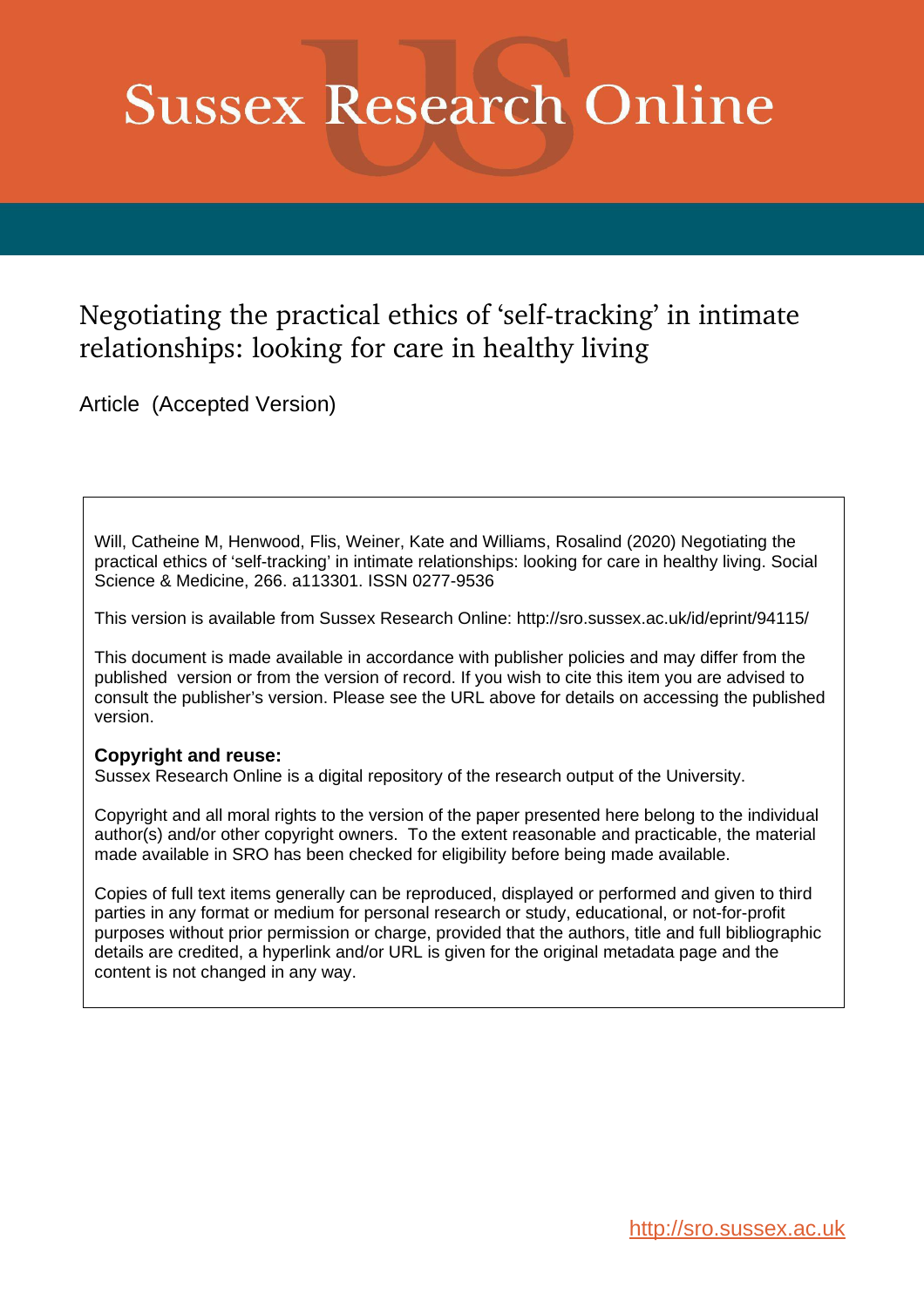# Sussex Research Online

## Negotiating the practical ethics of 'self-tracking' in intimate relationships: looking for care in healthy living

Article (Accepted Version)

Will, Catheine M, Henwood, Flis, Weiner, Kate and Williams, Rosalind (2020) Negotiating the practical ethics of 'self-tracking' in intimate relationships: looking for care in healthy living. Social Science & Medicine, 266. a113301. ISSN 0277-9536

This version is available from Sussex Research Online: http://sro.sussex.ac.uk/id/eprint/94115/

This document is made available in accordance with publisher policies and may differ from the published version or from the version of record. If you wish to cite this item you are advised to consult the publisher's version. Please see the URL above for details on accessing the published version.

**Copyright and reuse:**
Sussex Research Online is a digital repository of the research output of the University.

Copyright and all moral rights to the version of the paper presented here belong to the individual author(s) and/or other copyright owners. To the extent reasonable and practicable, the material made available in SRO has been checked for eligibility before being made available.

Copies of full text items generally can be reproduced, displayed or performed and given to third parties in any format or medium for personal research or study, educational, or not-for-profit purposes without prior permission or charge, provided that the authors, title and full bibliographic details are credited, a hyperlink and/or URL is given for the original metadata page and the content is not changed in any way.

http://sro.sussex.ac.uk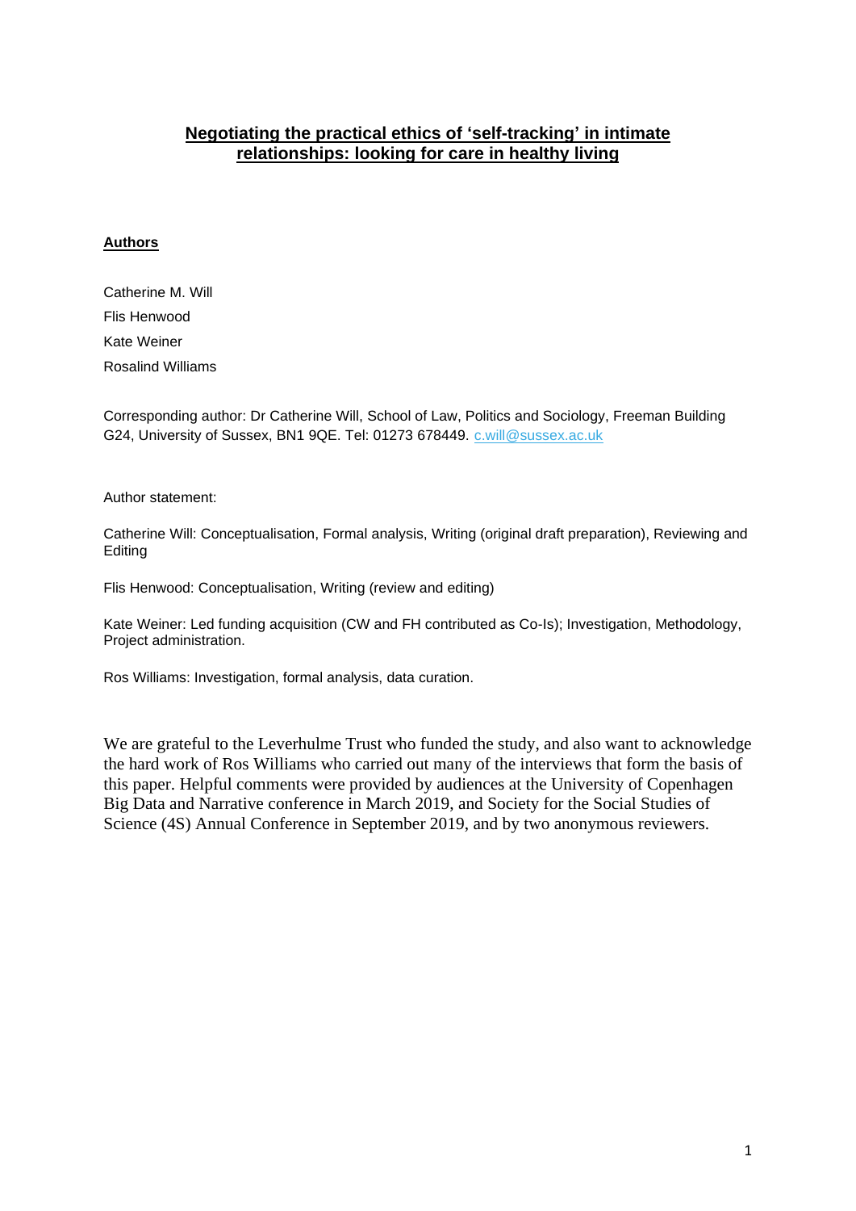# Negotiating the practical ethics of 'self-tracking' in intimate relationships: looking for care in healthy living

**Authors**

Catherine M. Will

Flis Henwood

Kate Weiner

Rosalind Williams

Corresponding author: Dr Catherine Will, School of Law, Politics and Sociology, Freeman Building G24, University of Sussex, BN1 9QE. Tel: 01273 678449. c.will@sussex.ac.uk

Author statement:

Catherine Will: Conceptualisation, Formal analysis, Writing (original draft preparation), Reviewing and Editing

Flis Henwood: Conceptualisation, Writing (review and editing)

Kate Weiner: Led funding acquisition (CW and FH contributed as Co-Is); Investigation, Methodology, Project administration.

Ros Williams: Investigation, formal analysis, data curation.

We are grateful to the Leverhulme Trust who funded the study, and also want to acknowledge the hard work of Ros Williams who carried out many of the interviews that form the basis of this paper. Helpful comments were provided by audiences at the University of Copenhagen Big Data and Narrative conference in March 2019, and Society for the Social Studies of Science (4S) Annual Conference in September 2019, and by two anonymous reviewers.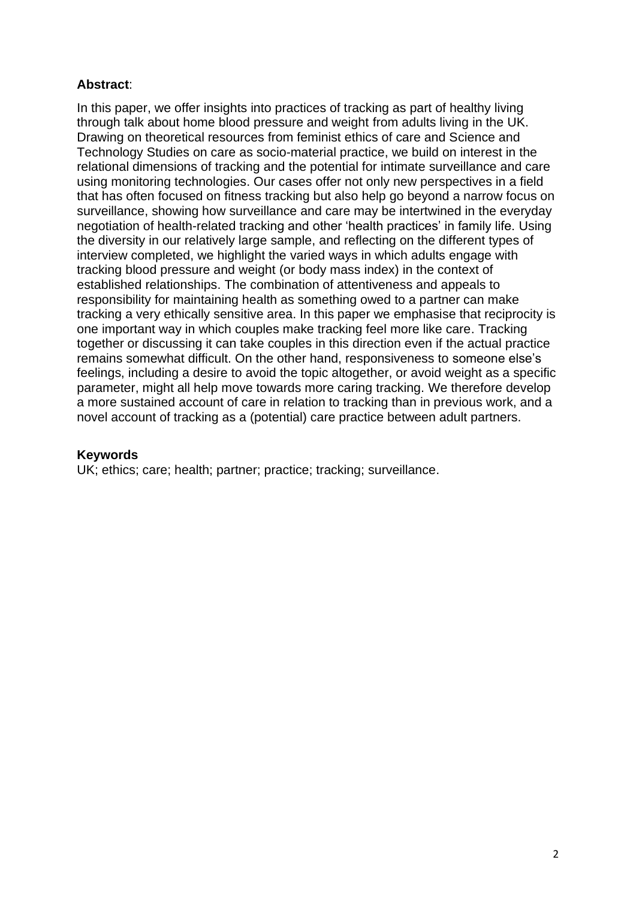**Abstract**:

In this paper, we offer insights into practices of tracking as part of healthy living through talk about home blood pressure and weight from adults living in the UK. Drawing on theoretical resources from feminist ethics of care and Science and Technology Studies on care as socio-material practice, we build on interest in the relational dimensions of tracking and the potential for intimate surveillance and care using monitoring technologies. Our cases offer not only new perspectives in a field that has often focused on fitness tracking but also help go beyond a narrow focus on surveillance, showing how surveillance and care may be intertwined in the everyday negotiation of health-related tracking and other 'health practices' in family life. Using the diversity in our relatively large sample, and reflecting on the different types of interview completed, we highlight the varied ways in which adults engage with tracking blood pressure and weight (or body mass index) in the context of established relationships. The combination of attentiveness and appeals to responsibility for maintaining health as something owed to a partner can make tracking a very ethically sensitive area. In this paper we emphasise that reciprocity is one important way in which couples make tracking feel more like care. Tracking together or discussing it can take couples in this direction even if the actual practice remains somewhat difficult. On the other hand, responsiveness to someone else's feelings, including a desire to avoid the topic altogether, or avoid weight as a specific parameter, might all help move towards more caring tracking. We therefore develop a more sustained account of care in relation to tracking than in previous work, and a novel account of tracking as a (potential) care practice between adult partners.

**Keywords**

UK; ethics; care; health; partner; practice; tracking; surveillance.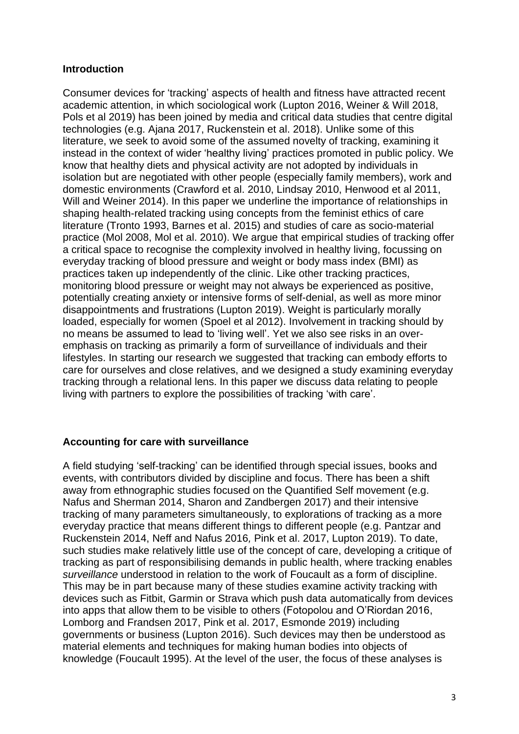## Introduction

Consumer devices for 'tracking' aspects of health and fitness have attracted recent academic attention, in which sociological work (Lupton 2016, Weiner & Will 2018, Pols et al 2019) has been joined by media and critical data studies that centre digital technologies (e.g. Ajana 2017, Ruckenstein et al. 2018). Unlike some of this literature, we seek to avoid some of the assumed novelty of tracking, examining it instead in the context of wider 'healthy living' practices promoted in public policy. We know that healthy diets and physical activity are not adopted by individuals in isolation but are negotiated with other people (especially family members), work and domestic environments (Crawford et al. 2010, Lindsay 2010, Henwood et al 2011, Will and Weiner 2014). In this paper we underline the importance of relationships in shaping health-related tracking using concepts from the feminist ethics of care literature (Tronto 1993, Barnes et al. 2015) and studies of care as socio-material practice (Mol 2008, Mol et al. 2010). We argue that empirical studies of tracking offer a critical space to recognise the complexity involved in healthy living, focussing on everyday tracking of blood pressure and weight or body mass index (BMI) as practices taken up independently of the clinic. Like other tracking practices, monitoring blood pressure or weight may not always be experienced as positive, potentially creating anxiety or intensive forms of self-denial, as well as more minor disappointments and frustrations (Lupton 2019). Weight is particularly morally loaded, especially for women (Spoel et al 2012). Involvement in tracking should by no means be assumed to lead to 'living well'. Yet we also see risks in an over-emphasis on tracking as primarily a form of surveillance of individuals and their lifestyles. In starting our research we suggested that tracking can embody efforts to care for ourselves and close relatives, and we designed a study examining everyday tracking through a relational lens. In this paper we discuss data relating to people living with partners to explore the possibilities of tracking 'with care'.

## Accounting for care with surveillance

A field studying 'self-tracking' can be identified through special issues, books and events, with contributors divided by discipline and focus. There has been a shift away from ethnographic studies focused on the Quantified Self movement (e.g. Nafus and Sherman 2014, Sharon and Zandbergen 2017) and their intensive tracking of many parameters simultaneously, to explorations of tracking as a more everyday practice that means different things to different people (e.g. Pantzar and Ruckenstein 2014, Neff and Nafus 2016, Pink et al. 2017, Lupton 2019). To date, such studies make relatively little use of the concept of care, developing a critique of tracking as part of responsibilising demands in public health, where tracking enables *surveillance* understood in relation to the work of Foucault as a form of discipline. This may be in part because many of these studies examine activity tracking with devices such as Fitbit, Garmin or Strava which push data automatically from devices into apps that allow them to be visible to others (Fotopolou and O'Riordan 2016, Lomborg and Frandsen 2017, Pink et al. 2017, Esmonde 2019) including governments or business (Lupton 2016). Such devices may then be understood as material elements and techniques for making human bodies into objects of knowledge (Foucault 1995). At the level of the user, the focus of these analyses is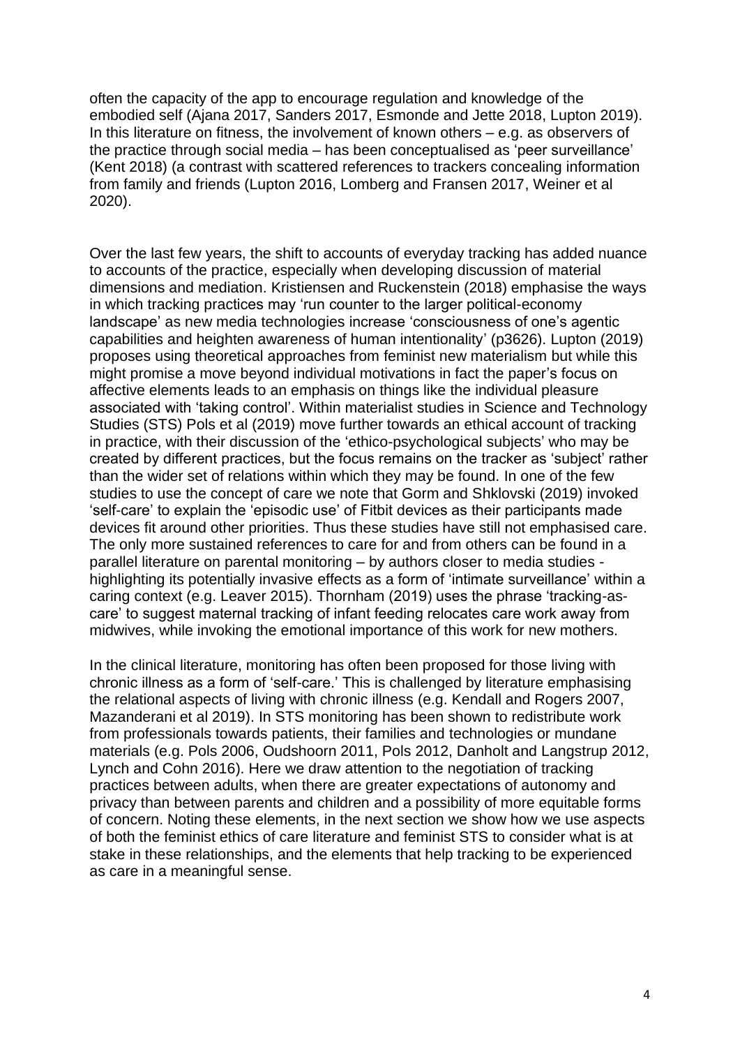often the capacity of the app to encourage regulation and knowledge of the embodied self (Ajana 2017, Sanders 2017, Esmonde and Jette 2018, Lupton 2019). In this literature on fitness, the involvement of known others – e.g. as observers of the practice through social media – has been conceptualised as 'peer surveillance' (Kent 2018) (a contrast with scattered references to trackers concealing information from family and friends (Lupton 2016, Lomberg and Fransen 2017, Weiner et al 2020).

Over the last few years, the shift to accounts of everyday tracking has added nuance to accounts of the practice, especially when developing discussion of material dimensions and mediation. Kristiensen and Ruckenstein (2018) emphasise the ways in which tracking practices may 'run counter to the larger political-economy landscape' as new media technologies increase 'consciousness of one's agentic capabilities and heighten awareness of human intentionality' (p3626). Lupton (2019) proposes using theoretical approaches from feminist new materialism but while this might promise a move beyond individual motivations in fact the paper's focus on affective elements leads to an emphasis on things like the individual pleasure associated with 'taking control'. Within materialist studies in Science and Technology Studies (STS) Pols et al (2019) move further towards an ethical account of tracking in practice, with their discussion of the 'ethico-psychological subjects' who may be created by different practices, but the focus remains on the tracker as 'subject' rather than the wider set of relations within which they may be found. In one of the few studies to use the concept of care we note that Gorm and Shklovski (2019) invoked 'self-care' to explain the 'episodic use' of Fitbit devices as their participants made devices fit around other priorities. Thus these studies have still not emphasised care. The only more sustained references to care for and from others can be found in a parallel literature on parental monitoring – by authors closer to media studies - highlighting its potentially invasive effects as a form of 'intimate surveillance' within a caring context (e.g. Leaver 2015). Thornham (2019) uses the phrase 'tracking-as-care' to suggest maternal tracking of infant feeding relocates care work away from midwives, while invoking the emotional importance of this work for new mothers.

In the clinical literature, monitoring has often been proposed for those living with chronic illness as a form of 'self-care.' This is challenged by literature emphasising the relational aspects of living with chronic illness (e.g. Kendall and Rogers 2007, Mazanderani et al 2019). In STS monitoring has been shown to redistribute work from professionals towards patients, their families and technologies or mundane materials (e.g. Pols 2006, Oudshoorn 2011, Pols 2012, Danholt and Langstrup 2012, Lynch and Cohn 2016). Here we draw attention to the negotiation of tracking practices between adults, when there are greater expectations of autonomy and privacy than between parents and children and a possibility of more equitable forms of concern. Noting these elements, in the next section we show how we use aspects of both the feminist ethics of care literature and feminist STS to consider what is at stake in these relationships, and the elements that help tracking to be experienced as care in a meaningful sense.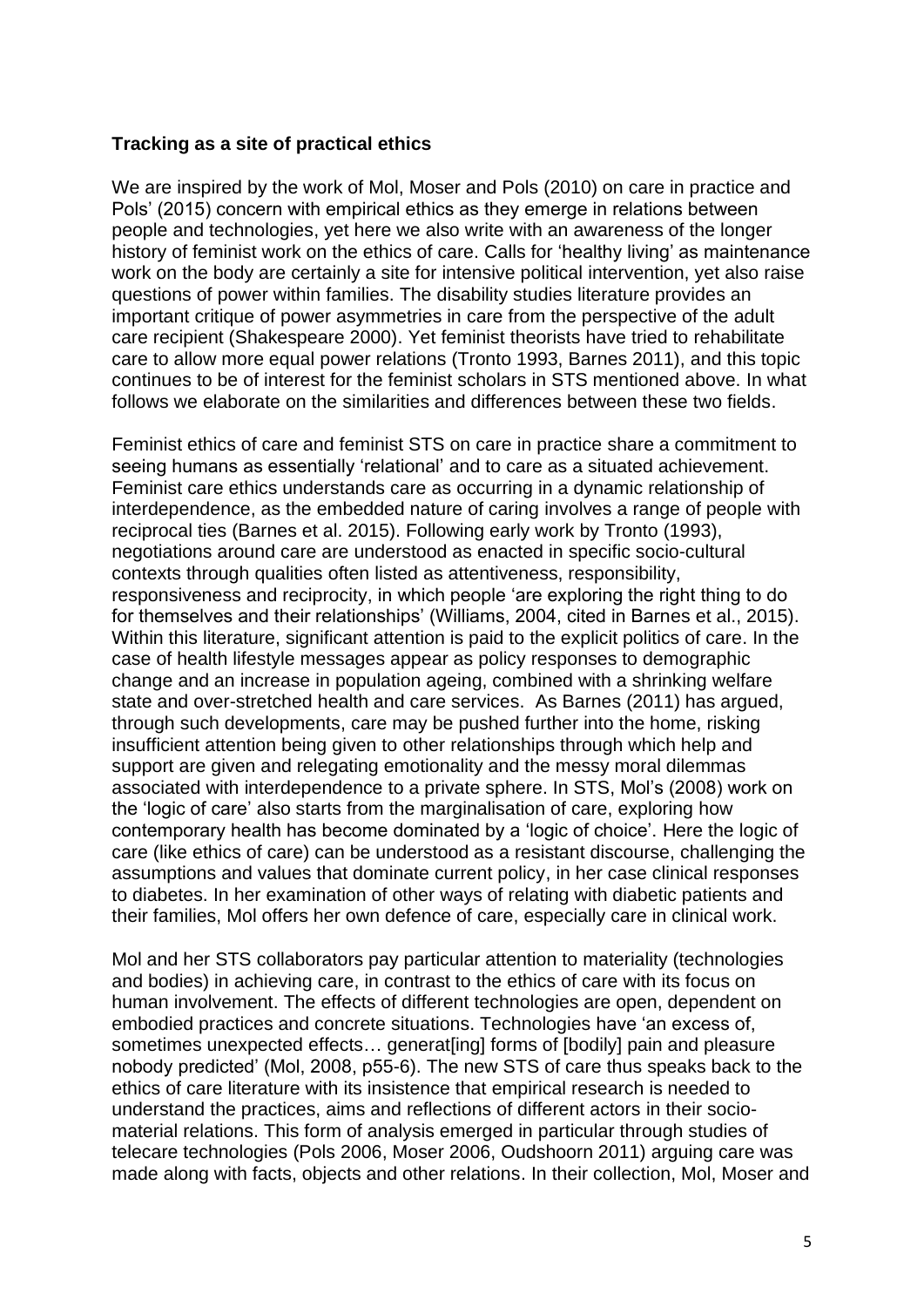**Tracking as a site of practical ethics**

We are inspired by the work of Mol, Moser and Pols (2010) on care in practice and Pols' (2015) concern with empirical ethics as they emerge in relations between people and technologies, yet here we also write with an awareness of the longer history of feminist work on the ethics of care. Calls for 'healthy living' as maintenance work on the body are certainly a site for intensive political intervention, yet also raise questions of power within families. The disability studies literature provides an important critique of power asymmetries in care from the perspective of the adult care recipient (Shakespeare 2000). Yet feminist theorists have tried to rehabilitate care to allow more equal power relations (Tronto 1993, Barnes 2011), and this topic continues to be of interest for the feminist scholars in STS mentioned above. In what follows we elaborate on the similarities and differences between these two fields.

Feminist ethics of care and feminist STS on care in practice share a commitment to seeing humans as essentially 'relational' and to care as a situated achievement. Feminist care ethics understands care as occurring in a dynamic relationship of interdependence, as the embedded nature of caring involves a range of people with reciprocal ties (Barnes et al. 2015). Following early work by Tronto (1993), negotiations around care are understood as enacted in specific socio-cultural contexts through qualities often listed as attentiveness, responsibility, responsiveness and reciprocity, in which people 'are exploring the right thing to do for themselves and their relationships' (Williams, 2004, cited in Barnes et al., 2015). Within this literature, significant attention is paid to the explicit politics of care. In the case of health lifestyle messages appear as policy responses to demographic change and an increase in population ageing, combined with a shrinking welfare state and over-stretched health and care services. As Barnes (2011) has argued, through such developments, care may be pushed further into the home, risking insufficient attention being given to other relationships through which help and support are given and relegating emotionality and the messy moral dilemmas associated with interdependence to a private sphere. In STS, Mol's (2008) work on the 'logic of care' also starts from the marginalisation of care, exploring how contemporary health has become dominated by a 'logic of choice'. Here the logic of care (like ethics of care) can be understood as a resistant discourse, challenging the assumptions and values that dominate current policy, in her case clinical responses to diabetes. In her examination of other ways of relating with diabetic patients and their families, Mol offers her own defence of care, especially care in clinical work.

Mol and her STS collaborators pay particular attention to materiality (technologies and bodies) in achieving care, in contrast to the ethics of care with its focus on human involvement. The effects of different technologies are open, dependent on embodied practices and concrete situations. Technologies have 'an excess of, sometimes unexpected effects… generat[ing] forms of [bodily] pain and pleasure nobody predicted' (Mol, 2008, p55-6). The new STS of care thus speaks back to the ethics of care literature with its insistence that empirical research is needed to understand the practices, aims and reflections of different actors in their socio-material relations. This form of analysis emerged in particular through studies of telecare technologies (Pols 2006, Moser 2006, Oudshoorn 2011) arguing care was made along with facts, objects and other relations. In their collection, Mol, Moser and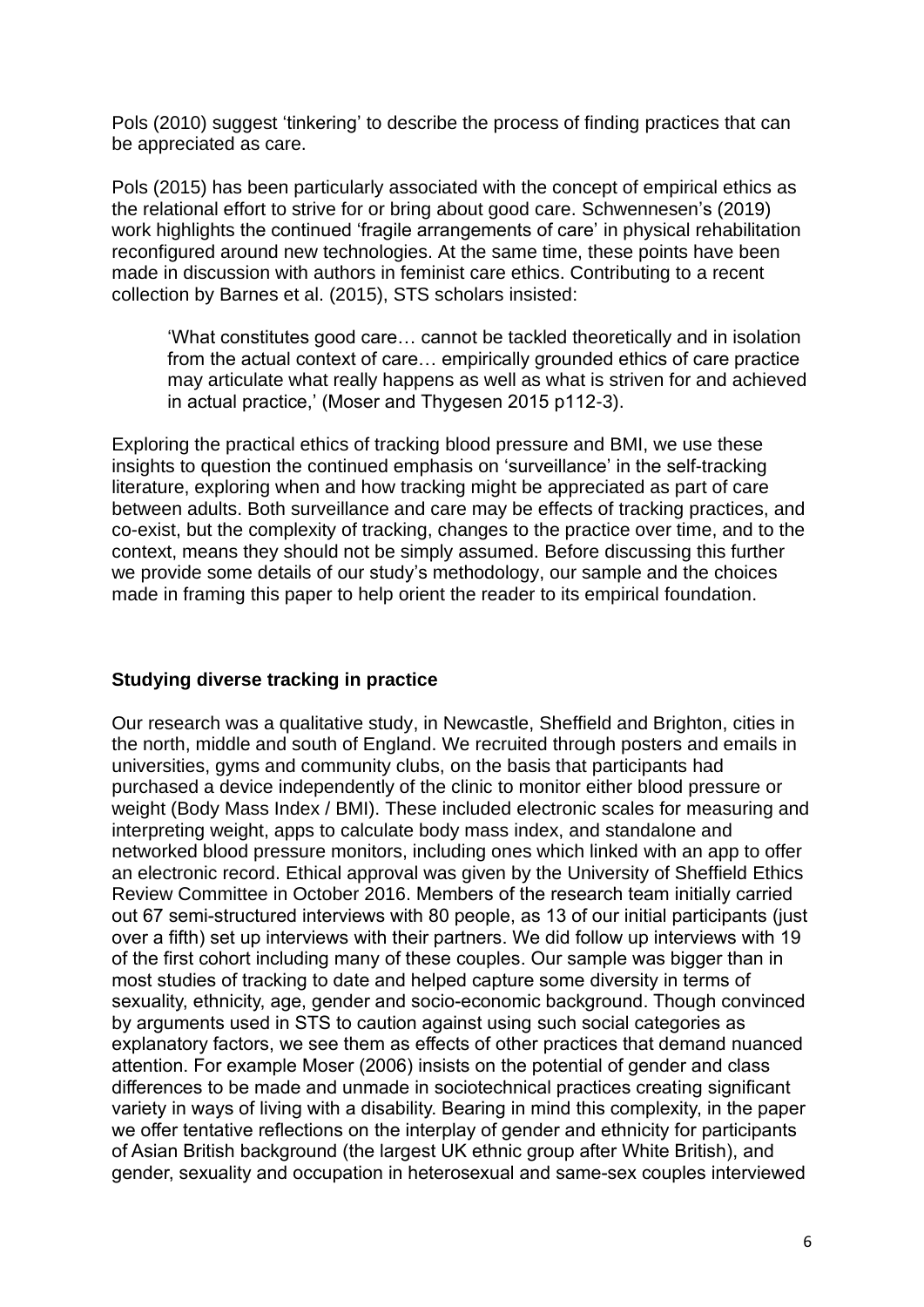Pols (2010) suggest 'tinkering' to describe the process of finding practices that can be appreciated as care.

Pols (2015) has been particularly associated with the concept of empirical ethics as the relational effort to strive for or bring about good care. Schwennesen's (2019) work highlights the continued 'fragile arrangements of care' in physical rehabilitation reconfigured around new technologies. At the same time, these points have been made in discussion with authors in feminist care ethics. Contributing to a recent collection by Barnes et al. (2015), STS scholars insisted:

> 'What constitutes good care… cannot be tackled theoretically and in isolation from the actual context of care… empirically grounded ethics of care practice may articulate what really happens as well as what is striven for and achieved in actual practice,' (Moser and Thygesen 2015 p112-3).

Exploring the practical ethics of tracking blood pressure and BMI, we use these insights to question the continued emphasis on 'surveillance' in the self-tracking literature, exploring when and how tracking might be appreciated as part of care between adults. Both surveillance and care may be effects of tracking practices, and co-exist, but the complexity of tracking, changes to the practice over time, and to the context, means they should not be simply assumed. Before discussing this further we provide some details of our study's methodology, our sample and the choices made in framing this paper to help orient the reader to its empirical foundation.

**Studying diverse tracking in practice**

Our research was a qualitative study, in Newcastle, Sheffield and Brighton, cities in the north, middle and south of England. We recruited through posters and emails in universities, gyms and community clubs, on the basis that participants had purchased a device independently of the clinic to monitor either blood pressure or weight (Body Mass Index / BMI). These included electronic scales for measuring and interpreting weight, apps to calculate body mass index, and standalone and networked blood pressure monitors, including ones which linked with an app to offer an electronic record. Ethical approval was given by the University of Sheffield Ethics Review Committee in October 2016. Members of the research team initially carried out 67 semi-structured interviews with 80 people, as 13 of our initial participants (just over a fifth) set up interviews with their partners. We did follow up interviews with 19 of the first cohort including many of these couples. Our sample was bigger than in most studies of tracking to date and helped capture some diversity in terms of sexuality, ethnicity, age, gender and socio-economic background. Though convinced by arguments used in STS to caution against using such social categories as explanatory factors, we see them as effects of other practices that demand nuanced attention. For example Moser (2006) insists on the potential of gender and class differences to be made and unmade in sociotechnical practices creating significant variety in ways of living with a disability. Bearing in mind this complexity, in the paper we offer tentative reflections on the interplay of gender and ethnicity for participants of Asian British background (the largest UK ethnic group after White British), and gender, sexuality and occupation in heterosexual and same-sex couples interviewed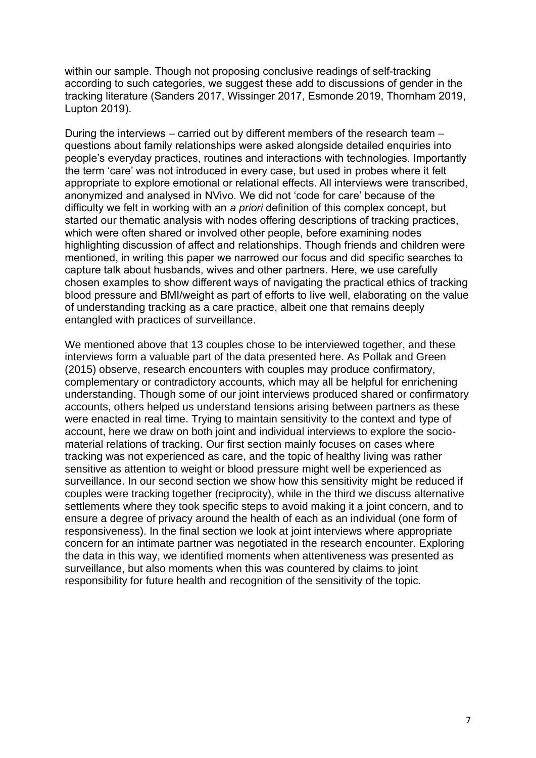within our sample. Though not proposing conclusive readings of self-tracking according to such categories, we suggest these add to discussions of gender in the tracking literature (Sanders 2017, Wissinger 2017, Esmonde 2019, Thornham 2019, Lupton 2019).

During the interviews – carried out by different members of the research team – questions about family relationships were asked alongside detailed enquiries into people's everyday practices, routines and interactions with technologies. Importantly the term 'care' was not introduced in every case, but used in probes where it felt appropriate to explore emotional or relational effects. All interviews were transcribed, anonymized and analysed in NVivo. We did not 'code for care' because of the difficulty we felt in working with an *a priori* definition of this complex concept, but started our thematic analysis with nodes offering descriptions of tracking practices, which were often shared or involved other people, before examining nodes highlighting discussion of affect and relationships. Though friends and children were mentioned, in writing this paper we narrowed our focus and did specific searches to capture talk about husbands, wives and other partners. Here, we use carefully chosen examples to show different ways of navigating the practical ethics of tracking blood pressure and BMI/weight as part of efforts to live well, elaborating on the value of understanding tracking as a care practice, albeit one that remains deeply entangled with practices of surveillance.

We mentioned above that 13 couples chose to be interviewed together, and these interviews form a valuable part of the data presented here. As Pollak and Green (2015) observe, research encounters with couples may produce confirmatory, complementary or contradictory accounts, which may all be helpful for enrichening understanding. Though some of our joint interviews produced shared or confirmatory accounts, others helped us understand tensions arising between partners as these were enacted in real time. Trying to maintain sensitivity to the context and type of account, here we draw on both joint and individual interviews to explore the socio-material relations of tracking. Our first section mainly focuses on cases where tracking was not experienced as care, and the topic of healthy living was rather sensitive as attention to weight or blood pressure might well be experienced as surveillance. In our second section we show how this sensitivity might be reduced if couples were tracking together (reciprocity), while in the third we discuss alternative settlements where they took specific steps to avoid making it a joint concern, and to ensure a degree of privacy around the health of each as an individual (one form of responsiveness). In the final section we look at joint interviews where appropriate concern for an intimate partner was negotiated in the research encounter. Exploring the data in this way, we identified moments when attentiveness was presented as surveillance, but also moments when this was countered by claims to joint responsibility for future health and recognition of the sensitivity of the topic.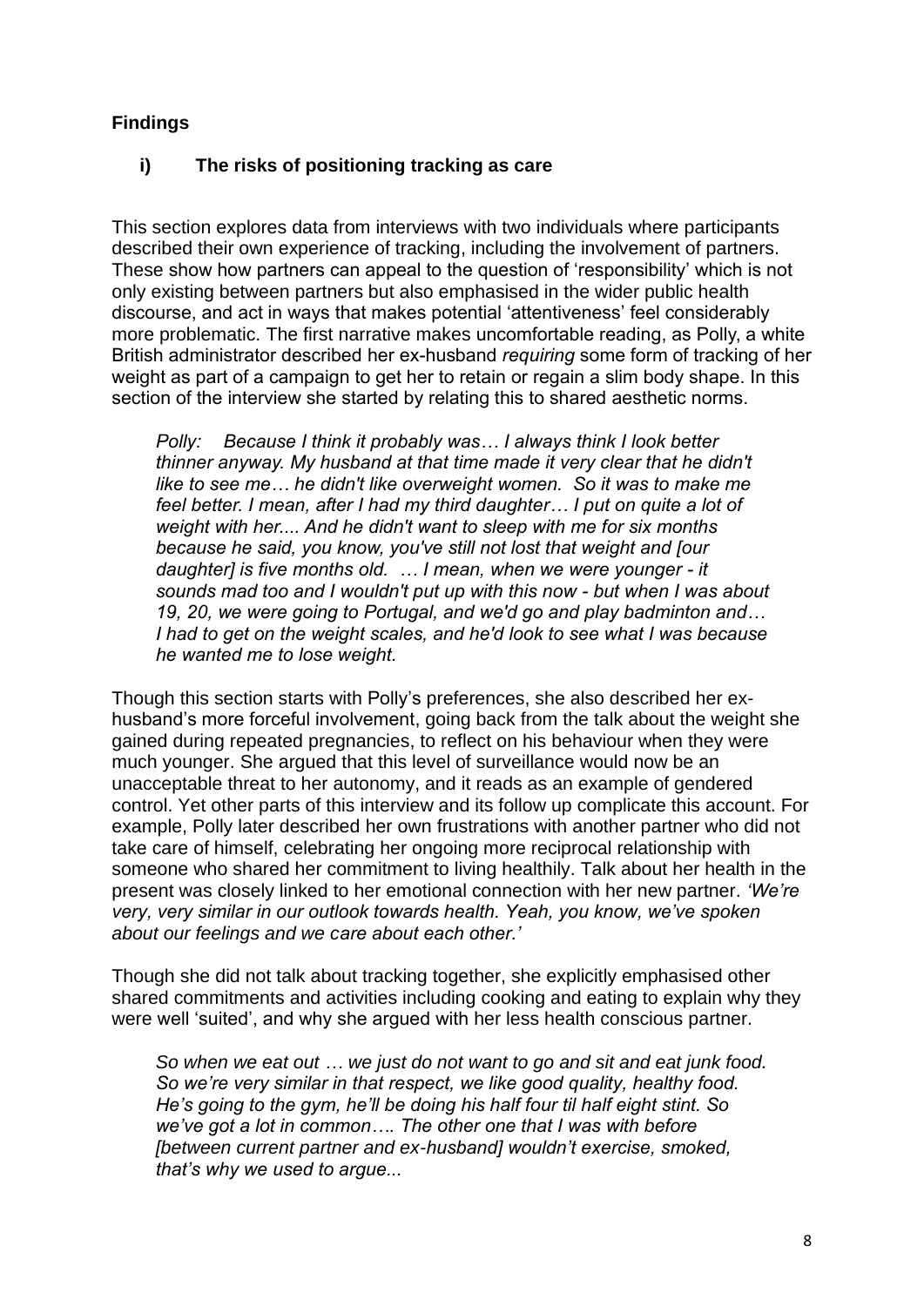## Findings

### i) The risks of positioning tracking as care

This section explores data from interviews with two individuals where participants described their own experience of tracking, including the involvement of partners. These show how partners can appeal to the question of 'responsibility' which is not only existing between partners but also emphasised in the wider public health discourse, and act in ways that makes potential 'attentiveness' feel considerably more problematic. The first narrative makes uncomfortable reading, as Polly, a white British administrator described her ex-husband *requiring* some form of tracking of her weight as part of a campaign to get her to retain or regain a slim body shape. In this section of the interview she started by relating this to shared aesthetic norms.

> *Polly: Because I think it probably was… I always think I look better thinner anyway. My husband at that time made it very clear that he didn't like to see me… he didn't like overweight women. So it was to make me feel better. I mean, after I had my third daughter… I put on quite a lot of weight with her.... And he didn't want to sleep with me for six months because he said, you know, you've still not lost that weight and [our daughter] is five months old. … I mean, when we were younger - it sounds mad too and I wouldn't put up with this now - but when I was about 19, 20, we were going to Portugal, and we'd go and play badminton and… I had to get on the weight scales, and he'd look to see what I was because he wanted me to lose weight.*

Though this section starts with Polly's preferences, she also described her ex-husband's more forceful involvement, going back from the talk about the weight she gained during repeated pregnancies, to reflect on his behaviour when they were much younger. She argued that this level of surveillance would now be an unacceptable threat to her autonomy, and it reads as an example of gendered control. Yet other parts of this interview and its follow up complicate this account. For example, Polly later described her own frustrations with another partner who did not take care of himself, celebrating her ongoing more reciprocal relationship with someone who shared her commitment to living healthily. Talk about her health in the present was closely linked to her emotional connection with her new partner. *'We're very, very similar in our outlook towards health. Yeah, you know, we've spoken about our feelings and we care about each other.'*

Though she did not talk about tracking together, she explicitly emphasised other shared commitments and activities including cooking and eating to explain why they were well 'suited', and why she argued with her less health conscious partner.

> *So when we eat out … we just do not want to go and sit and eat junk food. So we're very similar in that respect, we like good quality, healthy food. He's going to the gym, he'll be doing his half four til half eight stint. So we've got a lot in common…. The other one that I was with before [between current partner and ex-husband] wouldn't exercise, smoked, that's why we used to argue...*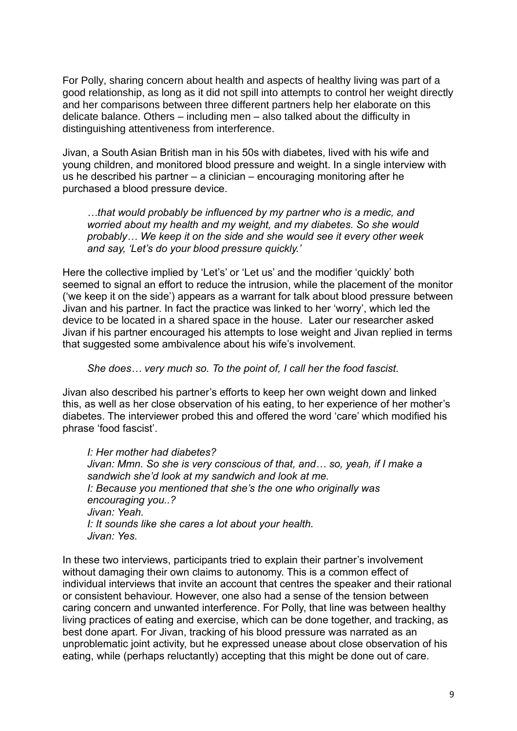For Polly, sharing concern about health and aspects of healthy living was part of a good relationship, as long as it did not spill into attempts to control her weight directly and her comparisons between three different partners help her elaborate on this delicate balance. Others – including men – also talked about the difficulty in distinguishing attentiveness from interference.

Jivan, a South Asian British man in his 50s with diabetes, lived with his wife and young children, and monitored blood pressure and weight. In a single interview with us he described his partner – a clinician – encouraging monitoring after he purchased a blood pressure device.

> *…that would probably be influenced by my partner who is a medic, and worried about my health and my weight, and my diabetes. So she would probably… We keep it on the side and she would see it every other week and say, 'Let's do your blood pressure quickly.'*

Here the collective implied by 'Let's' or 'Let us' and the modifier 'quickly' both seemed to signal an effort to reduce the intrusion, while the placement of the monitor ('we keep it on the side') appears as a warrant for talk about blood pressure between Jivan and his partner. In fact the practice was linked to her 'worry', which led the device to be located in a shared space in the house. Later our researcher asked Jivan if his partner encouraged his attempts to lose weight and Jivan replied in terms that suggested some ambivalence about his wife's involvement.

> *She does… very much so. To the point of, I call her the food fascist.*

Jivan also described his partner's efforts to keep her own weight down and linked this, as well as her close observation of his eating, to her experience of her mother's diabetes. The interviewer probed this and offered the word 'care' which modified his phrase 'food fascist'.

> *I: Her mother had diabetes?*
> *Jivan: Mmn. So she is very conscious of that, and… so, yeah, if I make a sandwich she'd look at my sandwich and look at me.*
> *I: Because you mentioned that she's the one who originally was encouraging you..?*
> *Jivan: Yeah.*
> *I: It sounds like she cares a lot about your health.*
> *Jivan: Yes.*

In these two interviews, participants tried to explain their partner's involvement without damaging their own claims to autonomy. This is a common effect of individual interviews that invite an account that centres the speaker and their rational or consistent behaviour. However, one also had a sense of the tension between caring concern and unwanted interference. For Polly, that line was between healthy living practices of eating and exercise, which can be done together, and tracking, as best done apart. For Jivan, tracking of his blood pressure was narrated as an unproblematic joint activity, but he expressed unease about close observation of his eating, while (perhaps reluctantly) accepting that this might be done out of care.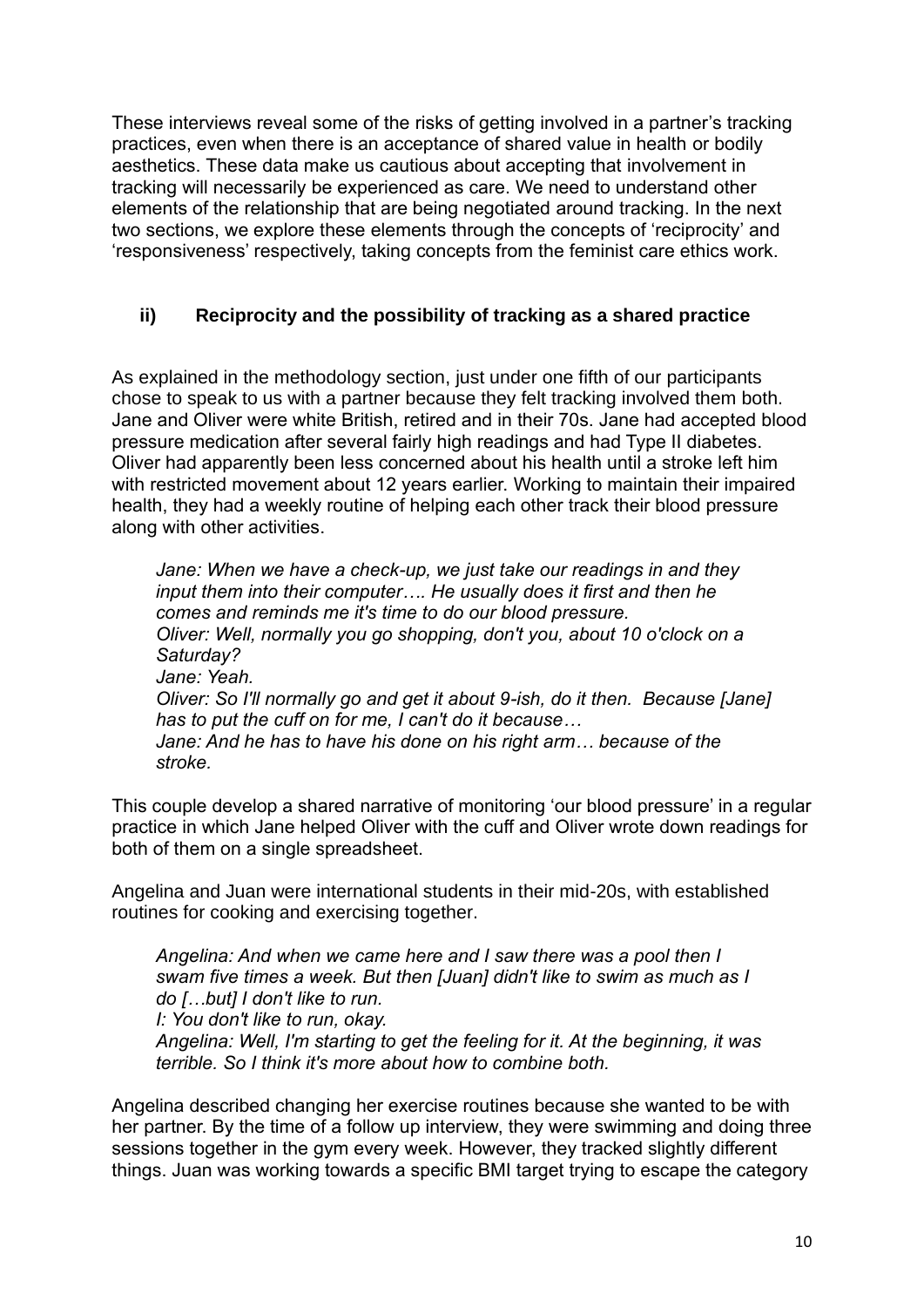These interviews reveal some of the risks of getting involved in a partner's tracking practices, even when there is an acceptance of shared value in health or bodily aesthetics. These data make us cautious about accepting that involvement in tracking will necessarily be experienced as care. We need to understand other elements of the relationship that are being negotiated around tracking. In the next two sections, we explore these elements through the concepts of 'reciprocity' and 'responsiveness' respectively, taking concepts from the feminist care ethics work.

### ii) Reciprocity and the possibility of tracking as a shared practice

As explained in the methodology section, just under one fifth of our participants chose to speak to us with a partner because they felt tracking involved them both. Jane and Oliver were white British, retired and in their 70s. Jane had accepted blood pressure medication after several fairly high readings and had Type II diabetes. Oliver had apparently been less concerned about his health until a stroke left him with restricted movement about 12 years earlier. Working to maintain their impaired health, they had a weekly routine of helping each other track their blood pressure along with other activities.

> *Jane: When we have a check-up, we just take our readings in and they input them into their computer…. He usually does it first and then he comes and reminds me it's time to do our blood pressure.*
> *Oliver: Well, normally you go shopping, don't you, about 10 o'clock on a Saturday?*
> *Jane: Yeah.*
> *Oliver: So I'll normally go and get it about 9-ish, do it then. Because [Jane] has to put the cuff on for me, I can't do it because…*
> *Jane: And he has to have his done on his right arm… because of the stroke.*

This couple develop a shared narrative of monitoring 'our blood pressure' in a regular practice in which Jane helped Oliver with the cuff and Oliver wrote down readings for both of them on a single spreadsheet.

Angelina and Juan were international students in their mid-20s, with established routines for cooking and exercising together.

> *Angelina: And when we came here and I saw there was a pool then I swam five times a week. But then [Juan] didn't like to swim as much as I do […but] I don't like to run.*
> *I: You don't like to run, okay.*
> *Angelina: Well, I'm starting to get the feeling for it. At the beginning, it was terrible. So I think it's more about how to combine both.*

Angelina described changing her exercise routines because she wanted to be with her partner. By the time of a follow up interview, they were swimming and doing three sessions together in the gym every week. However, they tracked slightly different things. Juan was working towards a specific BMI target trying to escape the category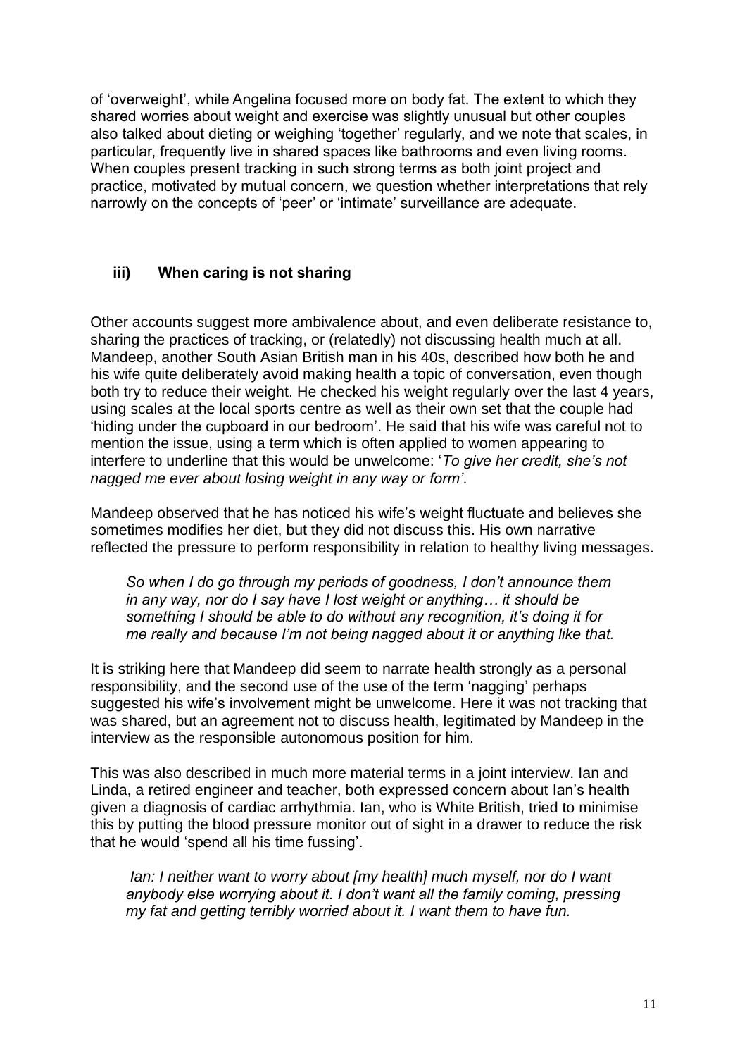of 'overweight', while Angelina focused more on body fat. The extent to which they shared worries about weight and exercise was slightly unusual but other couples also talked about dieting or weighing 'together' regularly, and we note that scales, in particular, frequently live in shared spaces like bathrooms and even living rooms. When couples present tracking in such strong terms as both joint project and practice, motivated by mutual concern, we question whether interpretations that rely narrowly on the concepts of 'peer' or 'intimate' surveillance are adequate.

### iii) When caring is not sharing

Other accounts suggest more ambivalence about, and even deliberate resistance to, sharing the practices of tracking, or (relatedly) not discussing health much at all. Mandeep, another South Asian British man in his 40s, described how both he and his wife quite deliberately avoid making health a topic of conversation, even though both try to reduce their weight. He checked his weight regularly over the last 4 years, using scales at the local sports centre as well as their own set that the couple had 'hiding under the cupboard in our bedroom'. He said that his wife was careful not to mention the issue, using a term which is often applied to women appearing to interfere to underline that this would be unwelcome: '*To give her credit, she's not nagged me ever about losing weight in any way or form'*.

Mandeep observed that he has noticed his wife's weight fluctuate and believes she sometimes modifies her diet, but they did not discuss this. His own narrative reflected the pressure to perform responsibility in relation to healthy living messages.

> *So when I do go through my periods of goodness, I don't announce them in any way, nor do I say have I lost weight or anything… it should be something I should be able to do without any recognition, it's doing it for me really and because I'm not being nagged about it or anything like that.*

It is striking here that Mandeep did seem to narrate health strongly as a personal responsibility, and the second use of the use of the term 'nagging' perhaps suggested his wife's involvement might be unwelcome. Here it was not tracking that was shared, but an agreement not to discuss health, legitimated by Mandeep in the interview as the responsible autonomous position for him.

This was also described in much more material terms in a joint interview. Ian and Linda, a retired engineer and teacher, both expressed concern about Ian's health given a diagnosis of cardiac arrhythmia. Ian, who is White British, tried to minimise this by putting the blood pressure monitor out of sight in a drawer to reduce the risk that he would 'spend all his time fussing'.

> *Ian: I neither want to worry about [my health] much myself, nor do I want anybody else worrying about it. I don't want all the family coming, pressing my fat and getting terribly worried about it. I want them to have fun.*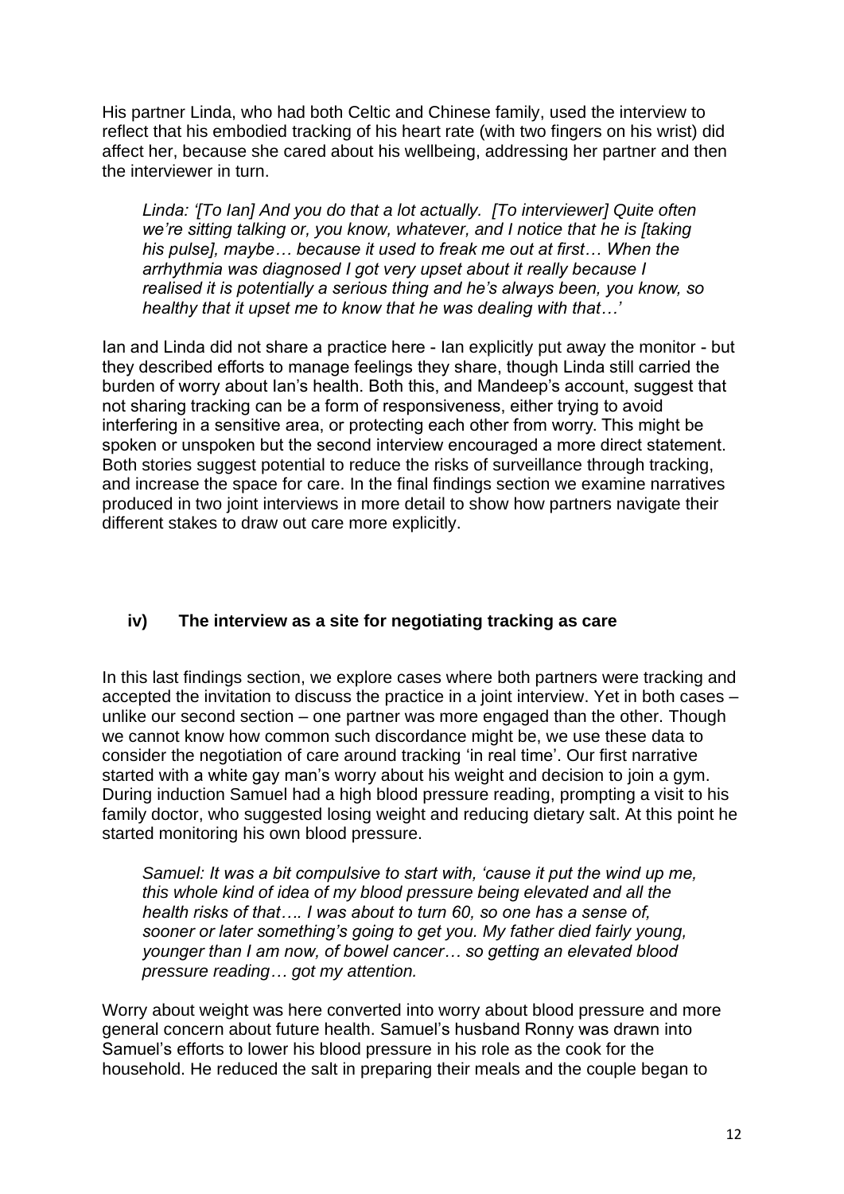His partner Linda, who had both Celtic and Chinese family, used the interview to reflect that his embodied tracking of his heart rate (with two fingers on his wrist) did affect her, because she cared about his wellbeing, addressing her partner and then the interviewer in turn.

> *Linda: '[To Ian] And you do that a lot actually. [To interviewer] Quite often we're sitting talking or, you know, whatever, and I notice that he is [taking his pulse], maybe… because it used to freak me out at first… When the arrhythmia was diagnosed I got very upset about it really because I realised it is potentially a serious thing and he's always been, you know, so healthy that it upset me to know that he was dealing with that…'*

Ian and Linda did not share a practice here - Ian explicitly put away the monitor - but they described efforts to manage feelings they share, though Linda still carried the burden of worry about Ian's health. Both this, and Mandeep's account, suggest that not sharing tracking can be a form of responsiveness, either trying to avoid interfering in a sensitive area, or protecting each other from worry. This might be spoken or unspoken but the second interview encouraged a more direct statement. Both stories suggest potential to reduce the risks of surveillance through tracking, and increase the space for care. In the final findings section we examine narratives produced in two joint interviews in more detail to show how partners navigate their different stakes to draw out care more explicitly.

### iv) The interview as a site for negotiating tracking as care

In this last findings section, we explore cases where both partners were tracking and accepted the invitation to discuss the practice in a joint interview. Yet in both cases – unlike our second section – one partner was more engaged than the other. Though we cannot know how common such discordance might be, we use these data to consider the negotiation of care around tracking 'in real time'. Our first narrative started with a white gay man's worry about his weight and decision to join a gym. During induction Samuel had a high blood pressure reading, prompting a visit to his family doctor, who suggested losing weight and reducing dietary salt. At this point he started monitoring his own blood pressure.

> *Samuel: It was a bit compulsive to start with, 'cause it put the wind up me, this whole kind of idea of my blood pressure being elevated and all the health risks of that…. I was about to turn 60, so one has a sense of, sooner or later something's going to get you. My father died fairly young, younger than I am now, of bowel cancer… so getting an elevated blood pressure reading… got my attention.*

Worry about weight was here converted into worry about blood pressure and more general concern about future health. Samuel's husband Ronny was drawn into Samuel's efforts to lower his blood pressure in his role as the cook for the household. He reduced the salt in preparing their meals and the couple began to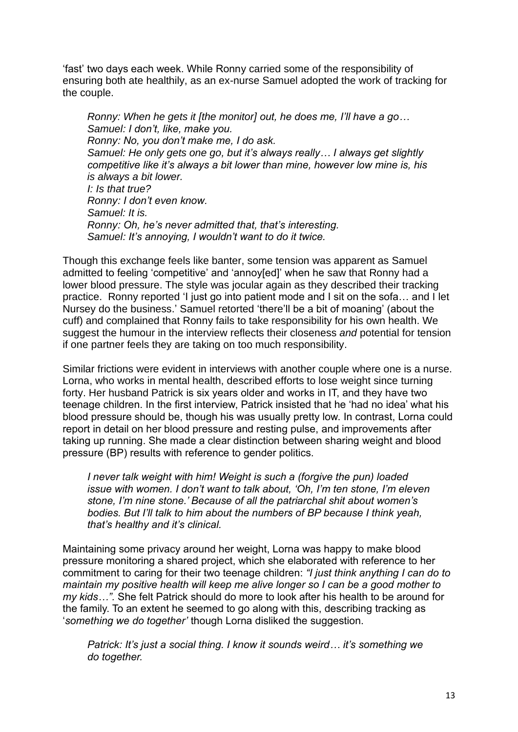'fast' two days each week. While Ronny carried some of the responsibility of ensuring both ate healthily, as an ex-nurse Samuel adopted the work of tracking for the couple.

> *Ronny: When he gets it [the monitor] out, he does me, I'll have a go…*
> *Samuel: I don't, like, make you.*
> *Ronny: No, you don't make me, I do ask.*
> *Samuel: He only gets one go, but it's always really… I always get slightly competitive like it's always a bit lower than mine, however low mine is, his is always a bit lower.*
> *I: Is that true?*
> *Ronny: I don't even know.*
> *Samuel: It is.*
> *Ronny: Oh, he's never admitted that, that's interesting.*
> *Samuel: It's annoying, I wouldn't want to do it twice.*

Though this exchange feels like banter, some tension was apparent as Samuel admitted to feeling 'competitive' and 'annoy[ed]' when he saw that Ronny had a lower blood pressure. The style was jocular again as they described their tracking practice. Ronny reported 'I just go into patient mode and I sit on the sofa… and I let Nursey do the business.' Samuel retorted 'there'll be a bit of moaning' (about the cuff) and complained that Ronny fails to take responsibility for his own health. We suggest the humour in the interview reflects their closeness *and* potential for tension if one partner feels they are taking on too much responsibility.

Similar frictions were evident in interviews with another couple where one is a nurse. Lorna, who works in mental health, described efforts to lose weight since turning forty. Her husband Patrick is six years older and works in IT, and they have two teenage children. In the first interview, Patrick insisted that he 'had no idea' what his blood pressure should be, though his was usually pretty low. In contrast, Lorna could report in detail on her blood pressure and resting pulse, and improvements after taking up running. She made a clear distinction between sharing weight and blood pressure (BP) results with reference to gender politics.

> *I never talk weight with him! Weight is such a (forgive the pun) loaded issue with women. I don't want to talk about, 'Oh, I'm ten stone, I'm eleven stone, I'm nine stone.' Because of all the patriarchal shit about women's bodies. But I'll talk to him about the numbers of BP because I think yeah, that's healthy and it's clinical.*

Maintaining some privacy around her weight, Lorna was happy to make blood pressure monitoring a shared project, which she elaborated with reference to her commitment to caring for their two teenage children: *"I just think anything I can do to maintain my positive health will keep me alive longer so I can be a good mother to my kids…"*. She felt Patrick should do more to look after his health to be around for the family. To an extent he seemed to go along with this, describing tracking as '*something we do together'* though Lorna disliked the suggestion.

> *Patrick: It's just a social thing. I know it sounds weird… it's something we do together.*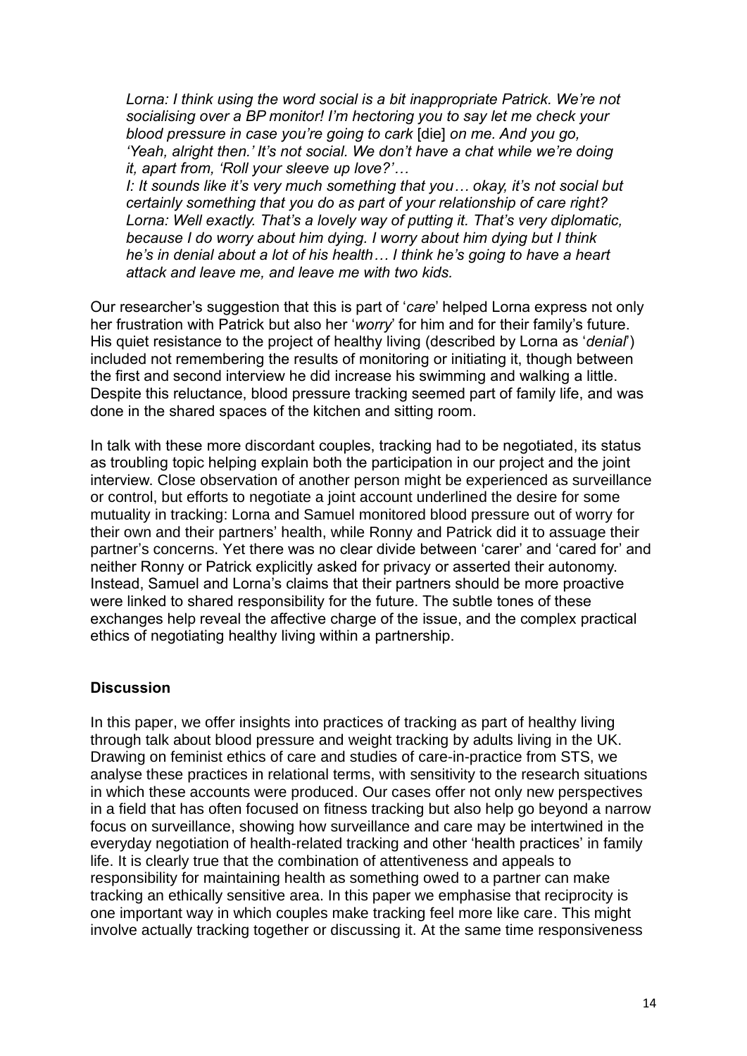*Lorna: I think using the word social is a bit inappropriate Patrick. We're not socialising over a BP monitor! I'm hectoring you to say let me check your blood pressure in case you're going to cark* [die] *on me. And you go, 'Yeah, alright then.' It's not social. We don't have a chat while we're doing it, apart from, 'Roll your sleeve up love?'…*

*I: It sounds like it's very much something that you… okay, it's not social but certainly something that you do as part of your relationship of care right?*

*Lorna: Well exactly. That's a lovely way of putting it. That's very diplomatic, because I do worry about him dying. I worry about him dying but I think he's in denial about a lot of his health… I think he's going to have a heart attack and leave me, and leave me with two kids.*

Our researcher's suggestion that this is part of '*care*' helped Lorna express not only her frustration with Patrick but also her '*worry*' for him and for their family's future. His quiet resistance to the project of healthy living (described by Lorna as '*denial*') included not remembering the results of monitoring or initiating it, though between the first and second interview he did increase his swimming and walking a little. Despite this reluctance, blood pressure tracking seemed part of family life, and was done in the shared spaces of the kitchen and sitting room.

In talk with these more discordant couples, tracking had to be negotiated, its status as troubling topic helping explain both the participation in our project and the joint interview. Close observation of another person might be experienced as surveillance or control, but efforts to negotiate a joint account underlined the desire for some mutuality in tracking: Lorna and Samuel monitored blood pressure out of worry for their own and their partners' health, while Ronny and Patrick did it to assuage their partner's concerns. Yet there was no clear divide between 'carer' and 'cared for' and neither Ronny or Patrick explicitly asked for privacy or asserted their autonomy. Instead, Samuel and Lorna's claims that their partners should be more proactive were linked to shared responsibility for the future. The subtle tones of these exchanges help reveal the affective charge of the issue, and the complex practical ethics of negotiating healthy living within a partnership.

## Discussion

In this paper, we offer insights into practices of tracking as part of healthy living through talk about blood pressure and weight tracking by adults living in the UK. Drawing on feminist ethics of care and studies of care-in-practice from STS, we analyse these practices in relational terms, with sensitivity to the research situations in which these accounts were produced. Our cases offer not only new perspectives in a field that has often focused on fitness tracking but also help go beyond a narrow focus on surveillance, showing how surveillance and care may be intertwined in the everyday negotiation of health-related tracking and other 'health practices' in family life. It is clearly true that the combination of attentiveness and appeals to responsibility for maintaining health as something owed to a partner can make tracking an ethically sensitive area. In this paper we emphasise that reciprocity is one important way in which couples make tracking feel more like care. This might involve actually tracking together or discussing it. At the same time responsiveness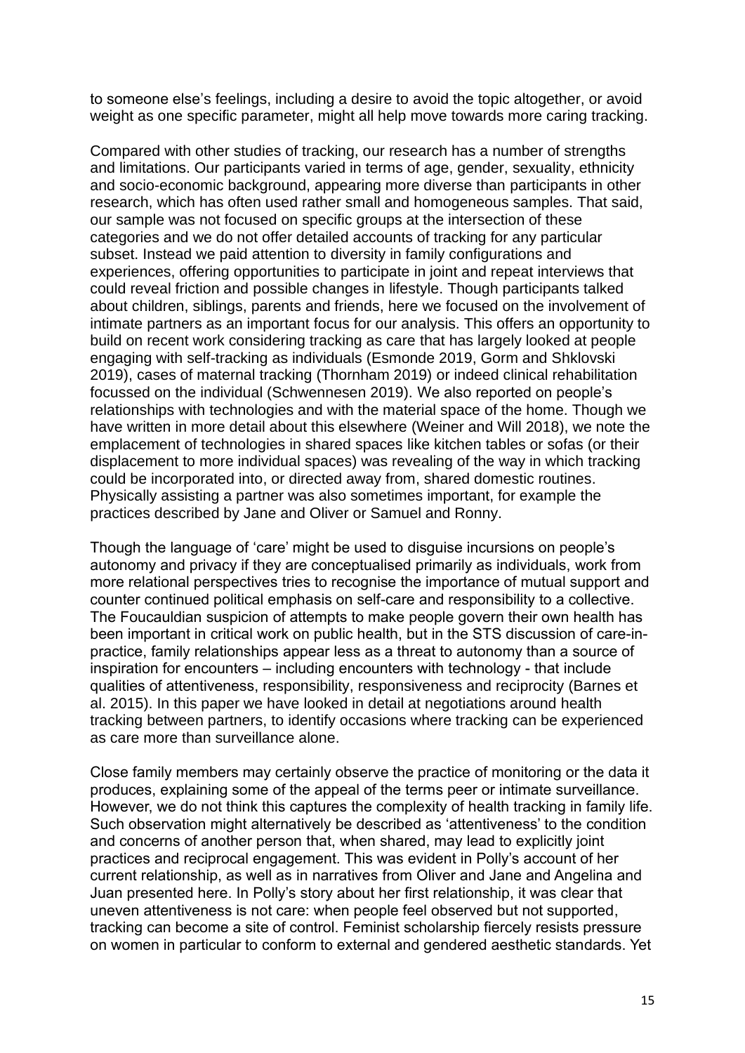to someone else's feelings, including a desire to avoid the topic altogether, or avoid weight as one specific parameter, might all help move towards more caring tracking.

Compared with other studies of tracking, our research has a number of strengths and limitations. Our participants varied in terms of age, gender, sexuality, ethnicity and socio-economic background, appearing more diverse than participants in other research, which has often used rather small and homogeneous samples. That said, our sample was not focused on specific groups at the intersection of these categories and we do not offer detailed accounts of tracking for any particular subset. Instead we paid attention to diversity in family configurations and experiences, offering opportunities to participate in joint and repeat interviews that could reveal friction and possible changes in lifestyle. Though participants talked about children, siblings, parents and friends, here we focused on the involvement of intimate partners as an important focus for our analysis. This offers an opportunity to build on recent work considering tracking as care that has largely looked at people engaging with self-tracking as individuals (Esmonde 2019, Gorm and Shklovski 2019), cases of maternal tracking (Thornham 2019) or indeed clinical rehabilitation focussed on the individual (Schwennesen 2019). We also reported on people's relationships with technologies and with the material space of the home. Though we have written in more detail about this elsewhere (Weiner and Will 2018), we note the emplacement of technologies in shared spaces like kitchen tables or sofas (or their displacement to more individual spaces) was revealing of the way in which tracking could be incorporated into, or directed away from, shared domestic routines. Physically assisting a partner was also sometimes important, for example the practices described by Jane and Oliver or Samuel and Ronny.

Though the language of 'care' might be used to disguise incursions on people's autonomy and privacy if they are conceptualised primarily as individuals, work from more relational perspectives tries to recognise the importance of mutual support and counter continued political emphasis on self-care and responsibility to a collective. The Foucauldian suspicion of attempts to make people govern their own health has been important in critical work on public health, but in the STS discussion of care-in-practice, family relationships appear less as a threat to autonomy than a source of inspiration for encounters – including encounters with technology - that include qualities of attentiveness, responsibility, responsiveness and reciprocity (Barnes et al. 2015). In this paper we have looked in detail at negotiations around health tracking between partners, to identify occasions where tracking can be experienced as care more than surveillance alone.

Close family members may certainly observe the practice of monitoring or the data it produces, explaining some of the appeal of the terms peer or intimate surveillance. However, we do not think this captures the complexity of health tracking in family life. Such observation might alternatively be described as 'attentiveness' to the condition and concerns of another person that, when shared, may lead to explicitly joint practices and reciprocal engagement. This was evident in Polly's account of her current relationship, as well as in narratives from Oliver and Jane and Angelina and Juan presented here. In Polly's story about her first relationship, it was clear that uneven attentiveness is not care: when people feel observed but not supported, tracking can become a site of control. Feminist scholarship fiercely resists pressure on women in particular to conform to external and gendered aesthetic standards. Yet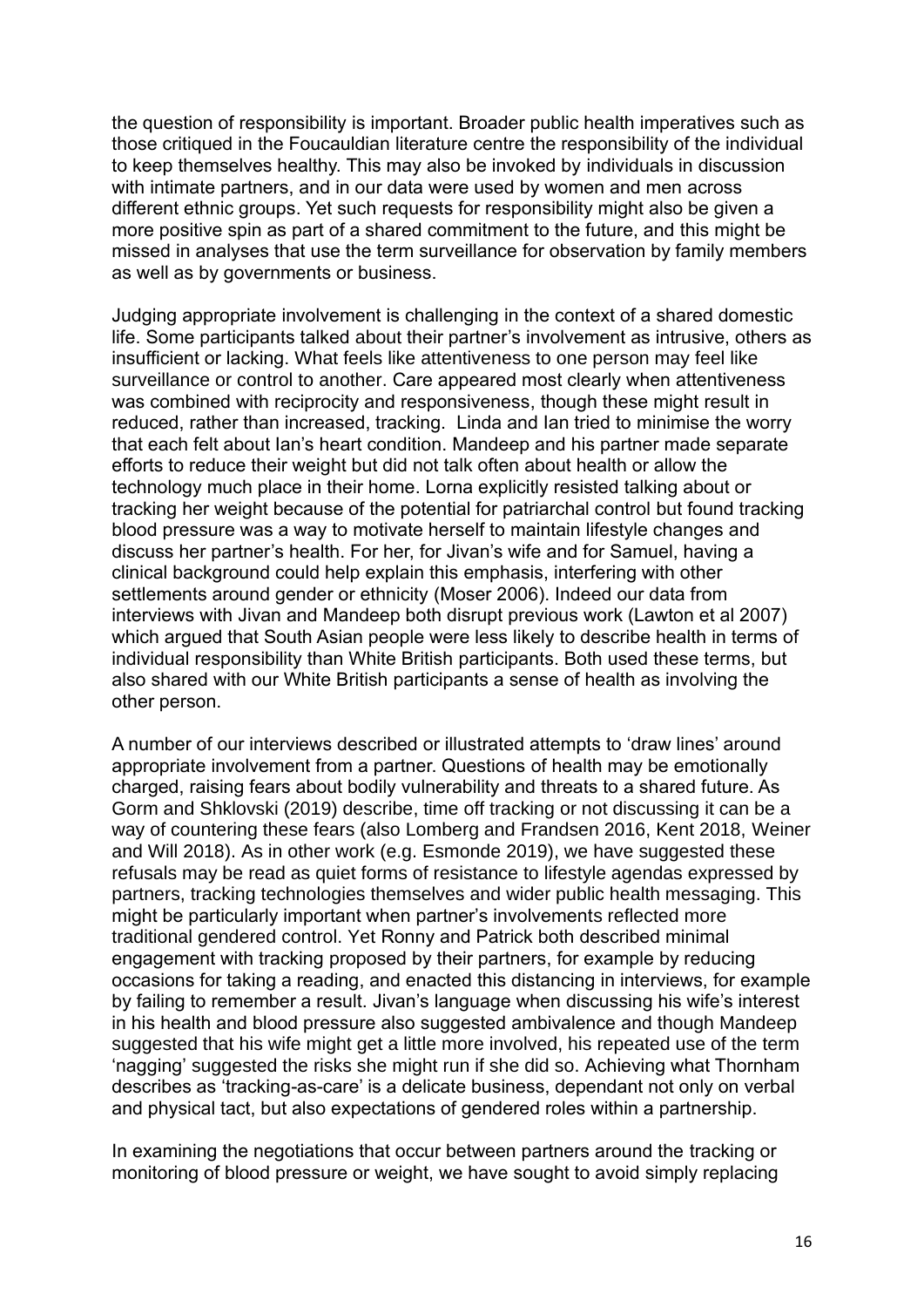the question of responsibility is important. Broader public health imperatives such as those critiqued in the Foucauldian literature centre the responsibility of the individual to keep themselves healthy. This may also be invoked by individuals in discussion with intimate partners, and in our data were used by women and men across different ethnic groups. Yet such requests for responsibility might also be given a more positive spin as part of a shared commitment to the future, and this might be missed in analyses that use the term surveillance for observation by family members as well as by governments or business.

Judging appropriate involvement is challenging in the context of a shared domestic life. Some participants talked about their partner's involvement as intrusive, others as insufficient or lacking. What feels like attentiveness to one person may feel like surveillance or control to another. Care appeared most clearly when attentiveness was combined with reciprocity and responsiveness, though these might result in reduced, rather than increased, tracking. Linda and Ian tried to minimise the worry that each felt about Ian's heart condition. Mandeep and his partner made separate efforts to reduce their weight but did not talk often about health or allow the technology much place in their home. Lorna explicitly resisted talking about or tracking her weight because of the potential for patriarchal control but found tracking blood pressure was a way to motivate herself to maintain lifestyle changes and discuss her partner's health. For her, for Jivan's wife and for Samuel, having a clinical background could help explain this emphasis, interfering with other settlements around gender or ethnicity (Moser 2006). Indeed our data from interviews with Jivan and Mandeep both disrupt previous work (Lawton et al 2007) which argued that South Asian people were less likely to describe health in terms of individual responsibility than White British participants. Both used these terms, but also shared with our White British participants a sense of health as involving the other person.

A number of our interviews described or illustrated attempts to 'draw lines' around appropriate involvement from a partner. Questions of health may be emotionally charged, raising fears about bodily vulnerability and threats to a shared future. As Gorm and Shklovski (2019) describe, time off tracking or not discussing it can be a way of countering these fears (also Lomberg and Frandsen 2016, Kent 2018, Weiner and Will 2018). As in other work (e.g. Esmonde 2019), we have suggested these refusals may be read as quiet forms of resistance to lifestyle agendas expressed by partners, tracking technologies themselves and wider public health messaging. This might be particularly important when partner's involvements reflected more traditional gendered control. Yet Ronny and Patrick both described minimal engagement with tracking proposed by their partners, for example by reducing occasions for taking a reading, and enacted this distancing in interviews, for example by failing to remember a result. Jivan's language when discussing his wife's interest in his health and blood pressure also suggested ambivalence and though Mandeep suggested that his wife might get a little more involved, his repeated use of the term 'nagging' suggested the risks she might run if she did so. Achieving what Thornham describes as 'tracking-as-care' is a delicate business, dependant not only on verbal and physical tact, but also expectations of gendered roles within a partnership.

In examining the negotiations that occur between partners around the tracking or monitoring of blood pressure or weight, we have sought to avoid simply replacing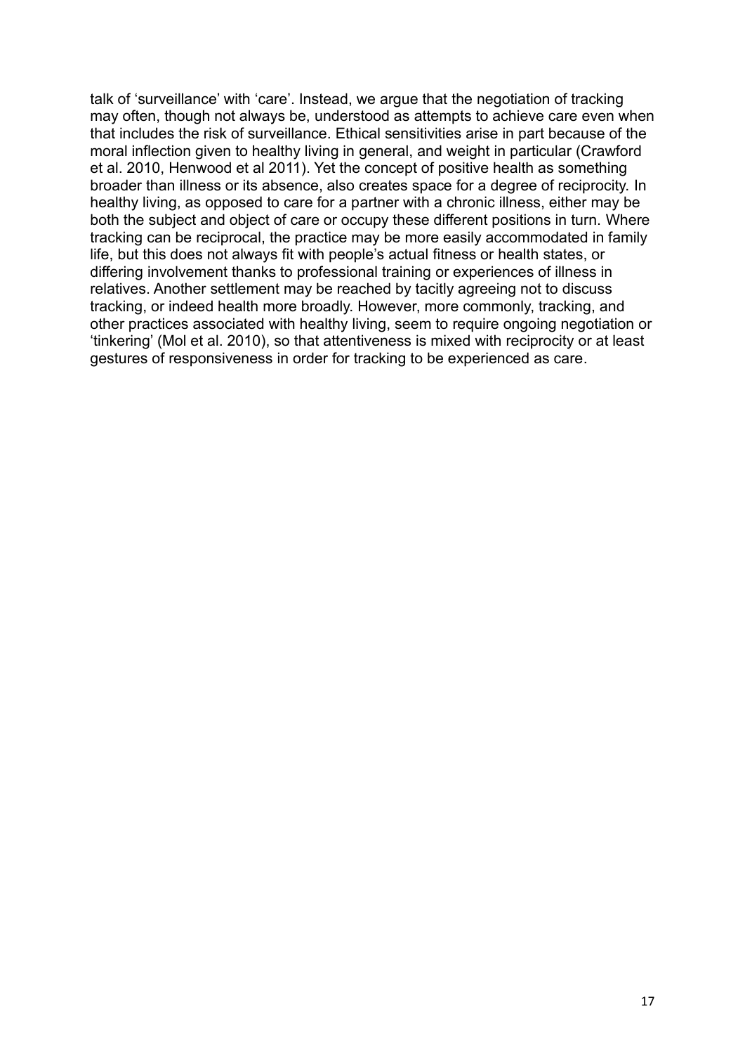talk of 'surveillance' with 'care'. Instead, we argue that the negotiation of tracking may often, though not always be, understood as attempts to achieve care even when that includes the risk of surveillance. Ethical sensitivities arise in part because of the moral inflection given to healthy living in general, and weight in particular (Crawford et al. 2010, Henwood et al 2011). Yet the concept of positive health as something broader than illness or its absence, also creates space for a degree of reciprocity. In healthy living, as opposed to care for a partner with a chronic illness, either may be both the subject and object of care or occupy these different positions in turn. Where tracking can be reciprocal, the practice may be more easily accommodated in family life, but this does not always fit with people's actual fitness or health states, or differing involvement thanks to professional training or experiences of illness in relatives. Another settlement may be reached by tacitly agreeing not to discuss tracking, or indeed health more broadly. However, more commonly, tracking, and other practices associated with healthy living, seem to require ongoing negotiation or 'tinkering' (Mol et al. 2010), so that attentiveness is mixed with reciprocity or at least gestures of responsiveness in order for tracking to be experienced as care.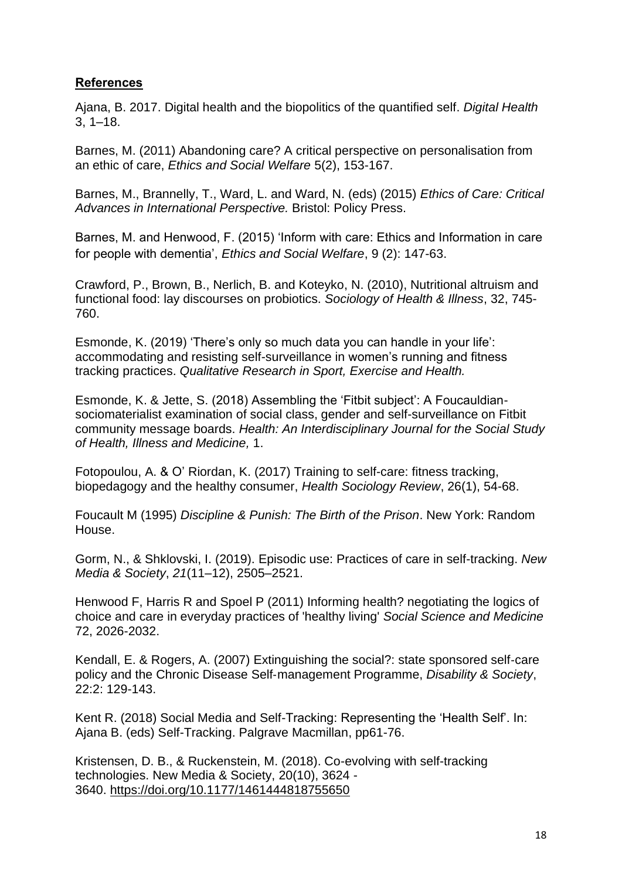**References**

Ajana, B. 2017. Digital health and the biopolitics of the quantified self. *Digital Health* 3, 1–18.

Barnes, M. (2011) Abandoning care? A critical perspective on personalisation from an ethic of care, *Ethics and Social Welfare* 5(2), 153-167.

Barnes, M., Brannelly, T., Ward, L. and Ward, N. (eds) (2015) *Ethics of Care: Critical Advances in International Perspective.* Bristol: Policy Press.

Barnes, M. and Henwood, F. (2015) 'Inform with care: Ethics and Information in care for people with dementia', *Ethics and Social Welfare*, 9 (2): 147-63.

Crawford, P., Brown, B., Nerlich, B. and Koteyko, N. (2010), Nutritional altruism and functional food: lay discourses on probiotics. *Sociology of Health & Illness*, 32, 745-760.

Esmonde, K. (2019) 'There's only so much data you can handle in your life': accommodating and resisting self-surveillance in women's running and fitness tracking practices. *Qualitative Research in Sport, Exercise and Health.*

Esmonde, K. & Jette, S. (2018) Assembling the 'Fitbit subject': A Foucauldian-sociomaterialist examination of social class, gender and self-surveillance on Fitbit community message boards. *Health: An Interdisciplinary Journal for the Social Study of Health, Illness and Medicine,* 1.

Fotopoulou, A. & O' Riordan, K. (2017) Training to self-care: fitness tracking, biopedagogy and the healthy consumer, *Health Sociology Review*, 26(1), 54-68.

Foucault M (1995) *Discipline & Punish: The Birth of the Prison*. New York: Random House.

Gorm, N., & Shklovski, I. (2019). Episodic use: Practices of care in self-tracking. *New Media & Society*, *21*(11–12), 2505–2521.

Henwood F, Harris R and Spoel P (2011) Informing health? negotiating the logics of choice and care in everyday practices of 'healthy living' *Social Science and Medicine* 72, 2026-2032.

Kendall, E. & Rogers, A. (2007) Extinguishing the social?: state sponsored self-care policy and the Chronic Disease Self-management Programme, *Disability & Society*, 22:2: 129-143.

Kent R. (2018) Social Media and Self-Tracking: Representing the 'Health Self'. In: Ajana B. (eds) Self-Tracking. Palgrave Macmillan, pp61-76.

Kristensen, D. B., & Ruckenstein, M. (2018). Co-evolving with self-tracking technologies. New Media & Society, 20(10), 3624 - 3640. https://doi.org/10.1177/1461444818755650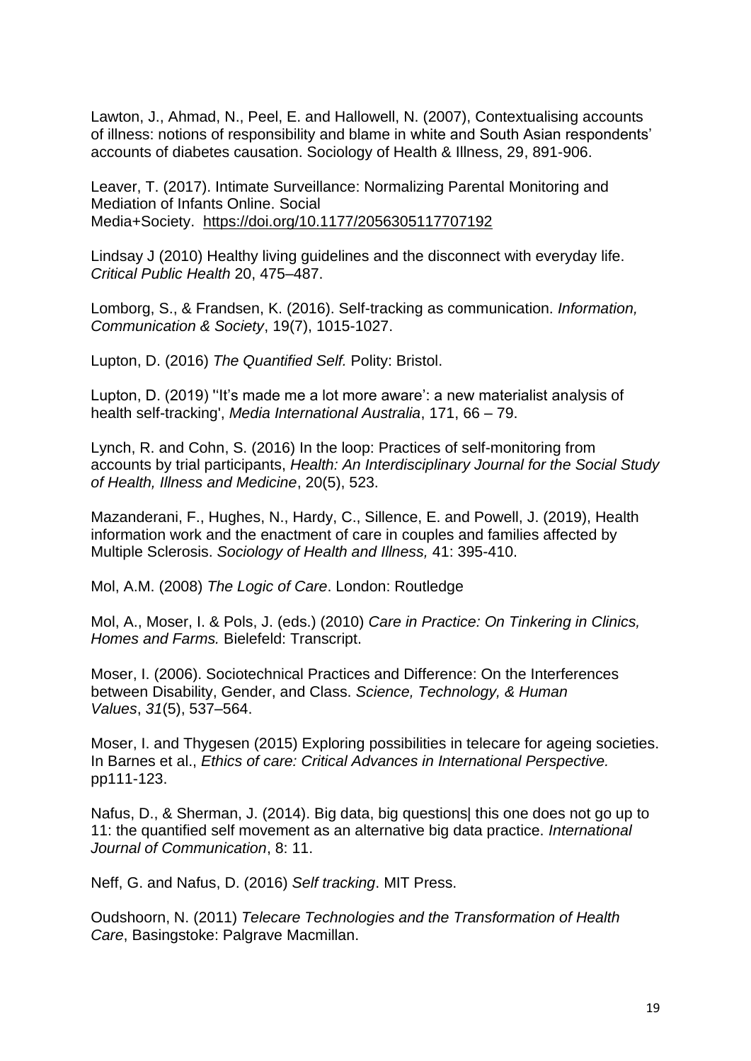Lawton, J., Ahmad, N., Peel, E. and Hallowell, N. (2007), Contextualising accounts of illness: notions of responsibility and blame in white and South Asian respondents' accounts of diabetes causation. Sociology of Health & Illness, 29, 891-906.

Leaver, T. (2017). Intimate Surveillance: Normalizing Parental Monitoring and Mediation of Infants Online. Social Media+Society. https://doi.org/10.1177/2056305117707192

Lindsay J (2010) Healthy living guidelines and the disconnect with everyday life. *Critical Public Health* 20, 475–487.

Lomborg, S., & Frandsen, K. (2016). Self-tracking as communication. *Information, Communication & Society*, 19(7), 1015-1027.

Lupton, D. (2016) *The Quantified Self.* Polity: Bristol.

Lupton, D. (2019) ''It's made me a lot more aware': a new materialist analysis of health self-tracking', *Media International Australia*, 171, 66 – 79.

Lynch, R. and Cohn, S. (2016) In the loop: Practices of self-monitoring from accounts by trial participants, *Health: An Interdisciplinary Journal for the Social Study of Health, Illness and Medicine*, 20(5), 523.

Mazanderani, F., Hughes, N., Hardy, C., Sillence, E. and Powell, J. (2019), Health information work and the enactment of care in couples and families affected by Multiple Sclerosis. *Sociology of Health and Illness,* 41: 395-410.

Mol, A.M. (2008) *The Logic of Care*. London: Routledge

Mol, A., Moser, I. & Pols, J. (eds.) (2010) *Care in Practice: On Tinkering in Clinics, Homes and Farms.* Bielefeld: Transcript.

Moser, I. (2006). Sociotechnical Practices and Difference: On the Interferences between Disability, Gender, and Class. *Science, Technology, & Human Values*, *31*(5), 537–564.

Moser, I. and Thygesen (2015) Exploring possibilities in telecare for ageing societies. In Barnes et al., *Ethics of care: Critical Advances in International Perspective.* pp111-123.

Nafus, D., & Sherman, J. (2014). Big data, big questions| this one does not go up to 11: the quantified self movement as an alternative big data practice. *International Journal of Communication*, 8: 11.

Neff, G. and Nafus, D. (2016) *Self tracking*. MIT Press.

Oudshoorn, N. (2011) *Telecare Technologies and the Transformation of Health Care*, Basingstoke: Palgrave Macmillan.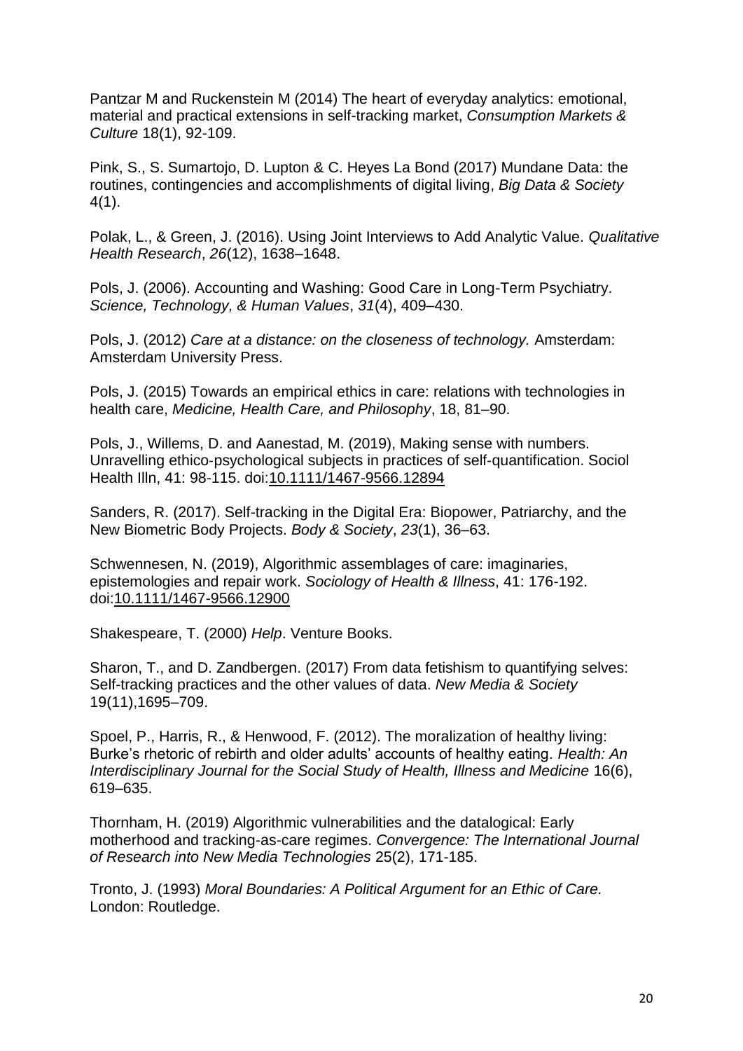Pantzar M and Ruckenstein M (2014) The heart of everyday analytics: emotional, material and practical extensions in self-tracking market, *Consumption Markets & Culture* 18(1), 92-109.

Pink, S., S. Sumartojo, D. Lupton & C. Heyes La Bond (2017) Mundane Data: the routines, contingencies and accomplishments of digital living, *Big Data & Society* 4(1).

Polak, L., & Green, J. (2016). Using Joint Interviews to Add Analytic Value. *Qualitative Health Research*, *26*(12), 1638–1648.

Pols, J. (2006). Accounting and Washing: Good Care in Long-Term Psychiatry. *Science, Technology, & Human Values*, *31*(4), 409–430.

Pols, J. (2012) *Care at a distance: on the closeness of technology.* Amsterdam: Amsterdam University Press.

Pols, J. (2015) Towards an empirical ethics in care: relations with technologies in health care, *Medicine, Health Care, and Philosophy*, 18, 81–90.

Pols, J., Willems, D. and Aanestad, M. (2019), Making sense with numbers. Unravelling ethico-psychological subjects in practices of self-quantification. Sociol Health Illn, 41: 98-115. doi:10.1111/1467-9566.12894

Sanders, R. (2017). Self-tracking in the Digital Era: Biopower, Patriarchy, and the New Biometric Body Projects. *Body & Society*, *23*(1), 36–63.

Schwennesen, N. (2019), Algorithmic assemblages of care: imaginaries, epistemologies and repair work. *Sociology of Health & Illness*, 41: 176-192. doi:10.1111/1467-9566.12900

Shakespeare, T. (2000) *Help*. Venture Books.

Sharon, T., and D. Zandbergen. (2017) From data fetishism to quantifying selves: Self-tracking practices and the other values of data. *New Media & Society* 19(11),1695–709.

Spoel, P., Harris, R., & Henwood, F. (2012). The moralization of healthy living: Burke's rhetoric of rebirth and older adults' accounts of healthy eating. *Health: An Interdisciplinary Journal for the Social Study of Health, Illness and Medicine* 16(6), 619–635.

Thornham, H. (2019) Algorithmic vulnerabilities and the datalogical: Early motherhood and tracking-as-care regimes. *Convergence: The International Journal of Research into New Media Technologies* 25(2), 171-185.

Tronto, J. (1993) *Moral Boundaries: A Political Argument for an Ethic of Care.* London: Routledge.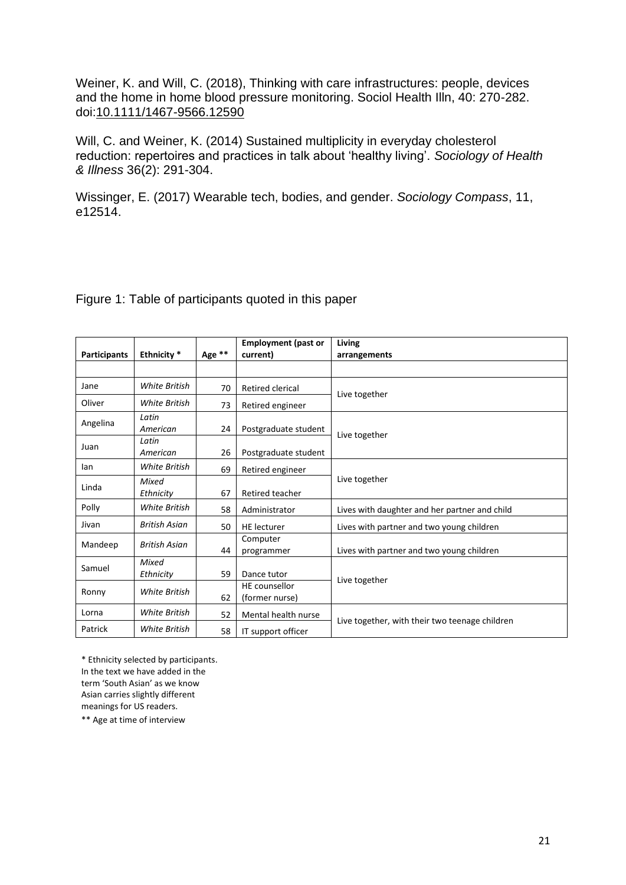Weiner, K. and Will, C. (2018), Thinking with care infrastructures: people, devices and the home in home blood pressure monitoring. Sociol Health Illn, 40: 270-282. doi:10.1111/1467-9566.12590

Will, C. and Weiner, K. (2014) Sustained multiplicity in everyday cholesterol reduction: repertoires and practices in talk about 'healthy living'. *Sociology of Health & Illness* 36(2): 291-304.

Wissinger, E. (2017) Wearable tech, bodies, and gender. *Sociology Compass*, 11, e12514.

Figure 1: Table of participants quoted in this paper

| Participants | Ethnicity * | Age ** | Employment (past or current) | Living arrangements |
|---|---|---|---|---|
| | | | | |
| Jane | *White British* | 70 | Retired clerical | Live together |
| Oliver | *White British* | 73 | Retired engineer | |
| Angelina | *Latin American* | 24 | Postgraduate student | Live together |
| Juan | *Latin American* | 26 | Postgraduate student | |
| Ian | *White British* | 69 | Retired engineer | Live together |
| Linda | *Mixed Ethnicity* | 67 | Retired teacher | |
| Polly | *White British* | 58 | Administrator | Lives with daughter and her partner and child |
| Jivan | *British Asian* | 50 | HE lecturer | Lives with partner and two young children |
| Mandeep | *British Asian* | 44 | Computer programmer | Lives with partner and two young children |
| Samuel | *Mixed Ethnicity* | 59 | Dance tutor | Live together |
| Ronny | *White British* | 62 | HE counsellor (former nurse) | |
| Lorna | *White British* | 52 | Mental health nurse | Live together, with their two teenage children |
| Patrick | *White British* | 58 | IT support officer | |

\* Ethnicity selected by participants. In the text we have added in the term 'South Asian' as we know Asian carries slightly different meanings for US readers.

** Age at time of interview